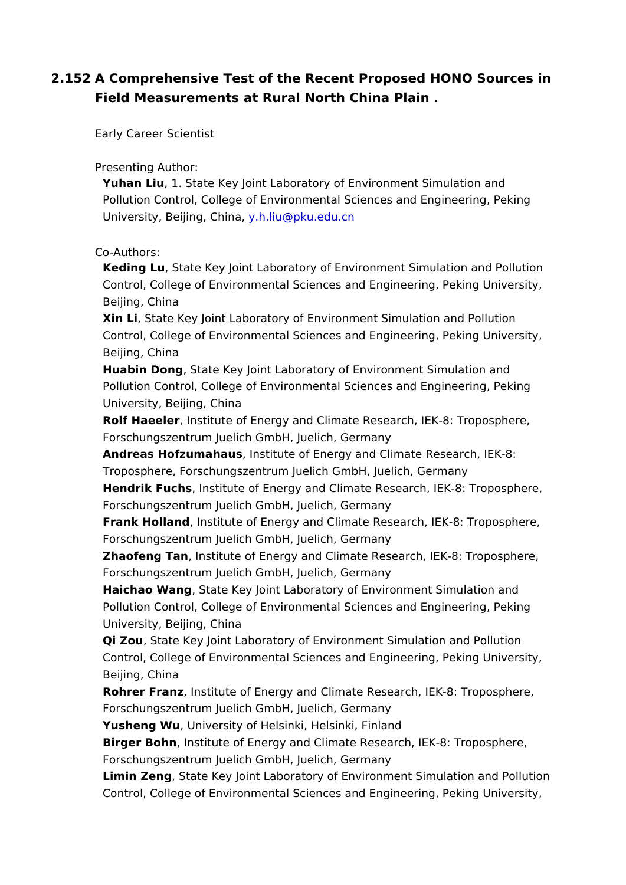## 2.152 A Comprehensive Test of the Recent Proposed HONO Sources in Field Measurements at Rural North China Plain .

Early Career Scientist

Presenting Author:

**Yuhan Liu**, 1. State Key Joint Laboratory of Environment Simulation and Pollution Control, College of Environmental Sciences and Engineering, Peking University, Beijing, China, y.h.liu@pku.edu.cn

Co-Authors:

**Keding Lu**, State Key Joint Laboratory of Environment Simulation and Pollution Control, College of Environmental Sciences and Engineering, Peking University, Beijing, China

**Xin Li**, State Key Joint Laboratory of Environment Simulation and Pollution Control, College of Environmental Sciences and Engineering, Peking University, Beijing, China

**Huabin Dong**, State Key Joint Laboratory of Environment Simulation and Pollution Control, College of Environmental Sciences and Engineering, Peking University, Beijing, China

**Rolf Haeeler**, Institute of Energy and Climate Research, IEK-8: Troposphere, Forschungszentrum Juelich GmbH, Juelich, Germany

**Andreas Hofzumahaus**, Institute of Energy and Climate Research, IEK-8: Troposphere, Forschungszentrum Juelich GmbH, Juelich, Germany

**Hendrik Fuchs**, Institute of Energy and Climate Research, IEK-8: Troposphere, Forschungszentrum Juelich GmbH, Juelich, Germany

**Frank Holland**, Institute of Energy and Climate Research, IEK-8: Troposphere, Forschungszentrum Juelich GmbH, Juelich, Germany

**Zhaofeng Tan**, Institute of Energy and Climate Research, IEK-8: Troposphere, Forschungszentrum Juelich GmbH, Juelich, Germany

**Haichao Wang**, State Key Joint Laboratory of Environment Simulation and Pollution Control, College of Environmental Sciences and Engineering, Peking University, Beijing, China

**Qi Zou**, State Key Joint Laboratory of Environment Simulation and Pollution Control, College of Environmental Sciences and Engineering, Peking University, Beijing, China

**Rohrer Franz**, Institute of Energy and Climate Research, IEK-8: Troposphere, Forschungszentrum Juelich GmbH, Juelich, Germany

**Yusheng Wu**, University of Helsinki, Helsinki, Finland

**Birger Bohn**, Institute of Energy and Climate Research, IEK-8: Troposphere, Forschungszentrum Juelich GmbH, Juelich, Germany

**Limin Zeng**, State Key Joint Laboratory of Environment Simulation and Pollution Control, College of Environmental Sciences and Engineering, Peking University,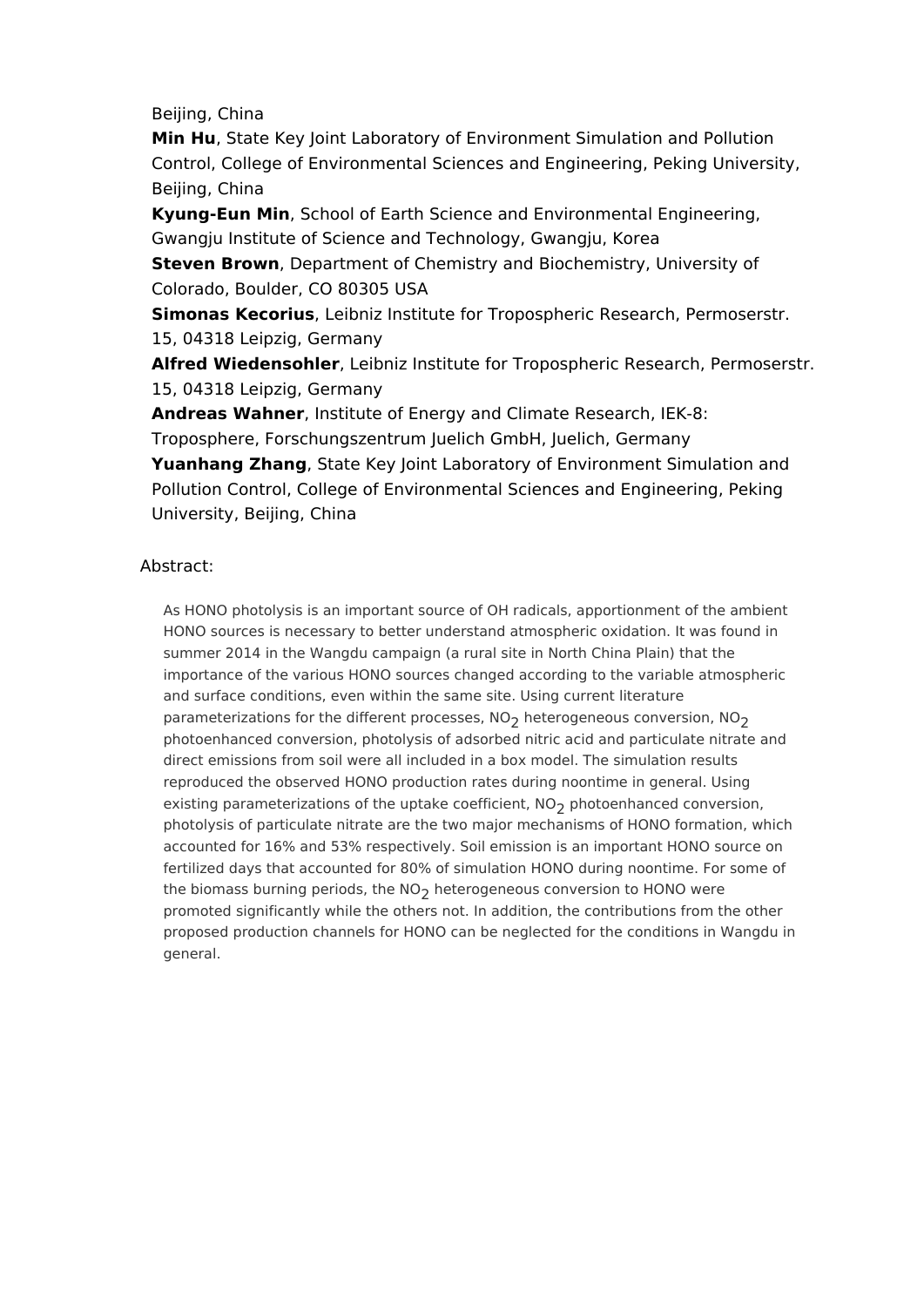Beijing, China

**Min Hu**, State Key Joint Laboratory of Environment Simulation and Pollution Control, College of Environmental Sciences and Engineering, Peking University, Beijing, China

**Kyung-Eun Min**, School of Earth Science and Environmental Engineering, Gwangju Institute of Science and Technology, Gwangju, Korea

**Steven Brown**, Department of Chemistry and Biochemistry, University of Colorado, Boulder, CO 80305 USA

**Simonas Kecorius**, Leibniz Institute for Tropospheric Research, Permoserstr. 15, 04318 Leipzig, Germany

**Alfred Wiedensohler**, Leibniz Institute for Tropospheric Research, Permoserstr. 15, 04318 Leipzig, Germany

**Andreas Wahner**, Institute of Energy and Climate Research, IEK-8: Troposphere, Forschungszentrum Juelich GmbH, Juelich, Germany

**Yuanhang Zhang**, State Key Joint Laboratory of Environment Simulation and Pollution Control, College of Environmental Sciences and Engineering, Peking University, Beijing, China

Abstract:

As HONO photolysis is an important source of OH radicals, apportionment of the ambient HONO sources is necessary to better understand atmospheric oxidation. It was found in summer 2014 in the Wangdu campaign (a rural site in North China Plain) that the importance of the various HONO sources changed according to the variable atmospheric and surface conditions, even within the same site. Using current literature parameterizations for the different processes, $NO_2$ heterogeneous conversion, $NO_2$ photoenhanced conversion, photolysis of adsorbed nitric acid and particulate nitrate and direct emissions from soil were all included in a box model. The simulation results reproduced the observed HONO production rates during noontime in general. Using existing parameterizations of the uptake coefficient, $NO_2$ photoenhanced conversion, photolysis of particulate nitrate are the two major mechanisms of HONO formation, which accounted for 16% and 53% respectively. Soil emission is an important HONO source on fertilized days that accounted for 80% of simulation HONO during noontime. For some of the biomass burning periods, the $NO_2$ heterogeneous conversion to HONO were promoted significantly while the others not. In addition, the contributions from the other proposed production channels for HONO can be neglected for the conditions in Wangdu in general.